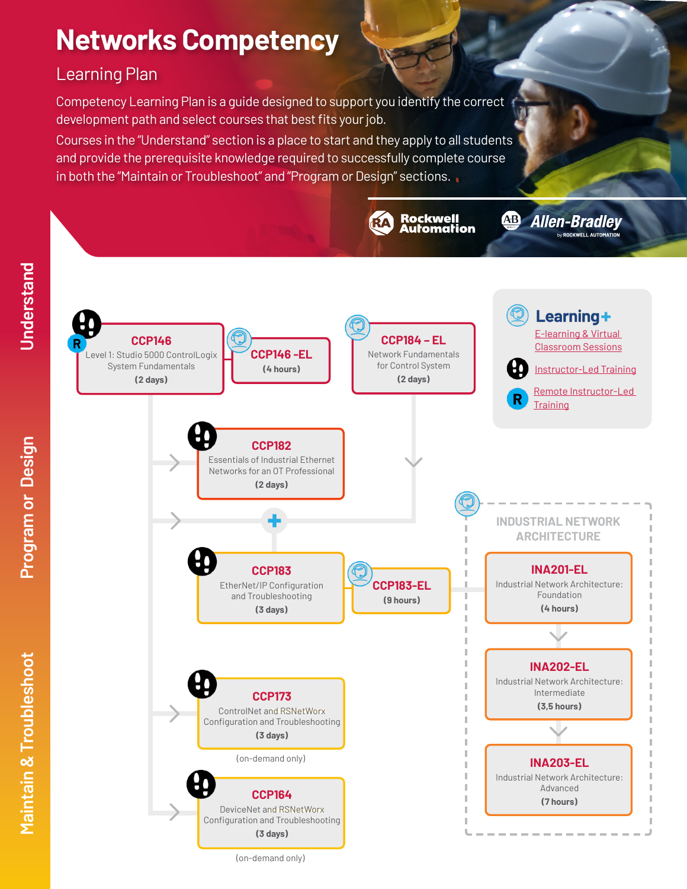# Networks Competency

## Learning Plan

Competency Learning Plan is a guide designed to support you identify the correct development path and select courses that best fits your job.

Courses in the "Understand" section is a place to start and they apply to all students and provide the prerequisite knowledge required to successfully complete course in both the "Maintain or Troubleshoot" and "Program or Design" sections.

Rockwell Automation

Allen-Bradley by ROCKWELL AUTOMATION

**Learning+**

- E-learning & Virtual Classroom Sessions
- Instructor-Led Training
- Remote Instructor-Led Training

## Understand

**CCP146**
Level 1: Studio 5000 ControlLogix System Fundamentals
**(2 days)**

**CCP146 -EL**
**(4 hours)**

**CCP184 – EL**
Network Fundamentals for Control System
**(2 days)**

## Program or Design

**CCP182**
Essentials of Industrial Ethernet Networks for an OT Professional
**(2 days)**

**CCP183**
EtherNet/IP Configuration and Troubleshooting
**(3 days)**

**CCP183-EL**
**(9 hours)**

### INDUSTRIAL NETWORK ARCHITECTURE

**INA201-EL**
Industrial Network Architecture: Foundation
**(4 hours)**

**INA202-EL**
Industrial Network Architecture: Intermediate
**(3,5 hours)**

**INA203-EL**
Industrial Network Architecture: Advanced
**(7 hours)**

## Maintain & Troubleshoot

**CCP173**
ControlNet and RSNetWorx Configuration and Troubleshooting
**(3 days)**

(on-demand only)

**CCP164**
DeviceNet and RSNetWorx Configuration and Troubleshooting
**(3 days)**

(on-demand only)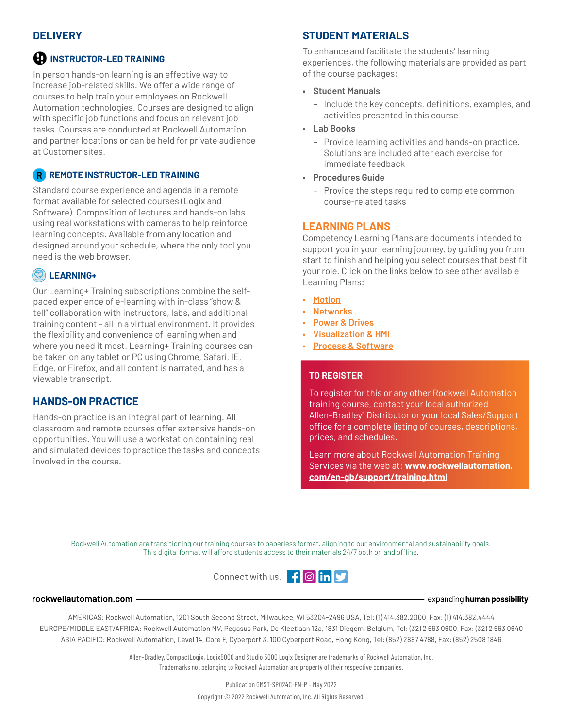## DELIVERY

### INSTRUCTOR-LED TRAINING

In person hands-on learning is an effective way to increase job-related skills. We offer a wide range of courses to help train your employees on Rockwell Automation technologies. Courses are designed to align with specific job functions and focus on relevant job tasks. Courses are conducted at Rockwell Automation and partner locations or can be held for private audience at Customer sites.

### REMOTE INSTRUCTOR-LED TRAINING

Standard course experience and agenda in a remote format available for selected courses (Logix and Software). Composition of lectures and hands-on labs using real workstations with cameras to help reinforce learning concepts. Available from any location and designed around your schedule, where the only tool you need is the web browser.

### LEARNING+

Our Learning+ Training subscriptions combine the self-paced experience of e-learning with in-class "show & tell" collaboration with instructors, labs, and additional training content - all in a virtual environment. It provides the flexibility and convenience of learning when and where you need it most. Learning+ Training courses can be taken on any tablet or PC using Chrome, Safari, IE, Edge, or Firefox, and all content is narrated, and has a viewable transcript.

## HANDS-ON PRACTICE

Hands-on practice is an integral part of learning. All classroom and remote courses offer extensive hands-on opportunities. You will use a workstation containing real and simulated devices to practice the tasks and concepts involved in the course.

## STUDENT MATERIALS

To enhance and facilitate the students' learning experiences, the following materials are provided as part of the course packages:

- Student Manuals
  - Include the key concepts, definitions, examples, and activities presented in this course
- Lab Books
  - Provide learning activities and hands-on practice. Solutions are included after each exercise for immediate feedback
- Procedures Guide
  - Provide the steps required to complete common course-related tasks

## LEARNING PLANS

Competency Learning Plans are documents intended to support you in your learning journey, by guiding you from start to finish and helping you select courses that best fit your role. Click on the links below to see other available Learning Plans:

- Motion
- Networks
- Power & Drives
- Visualization & HMI
- Process & Software

### TO REGISTER

To register for this or any other Rockwell Automation training course, contact your local authorized Allen-Bradley® Distributor or your local Sales/Support office for a complete listing of courses, descriptions, prices, and schedules.

Learn more about Rockwell Automation Training Services via the web at: **www.rockwellautomation.com/en-gb/support/training.html**

Rockwell Automation are transitioning our training courses to paperless format, aligning to our environmental and sustainability goals. This digital format will afford students access to their materials 24/7 both on and offline.

Connect with us.

rockwellautomation.com — expanding **human possibility**™

AMERICAS: Rockwell Automation, 1201 South Second Street, Milwaukee, WI 53204-2496 USA, Tel: (1) 414.382.2000, Fax: (1) 414.382.4444
EUROPE/MIDDLE EAST/AFRICA: Rockwell Automation NV, Pegasus Park, De Kleetlaan 12a, 1831 Diegem, Belgium, Tel: (32) 2 663 0600, Fax: (32) 2 663 0640
ASIA PACIFIC: Rockwell Automation, Level 14, Core F, Cyberport 3, 100 Cyberport Road, Hong Kong, Tel: (852) 2887 4788, Fax: (852) 2508 1846

Allen-Bradley, CompactLogix, Logix5000 and Studio 5000 Logix Designer are trademarks of Rockwell Automation, Inc.
Trademarks not belonging to Rockwell Automation are property of their respective companies.

Publication GMST-SP024C-EN-P – May 2022

Copyright © 2022 Rockwell Automation, Inc. All Rights Reserved.